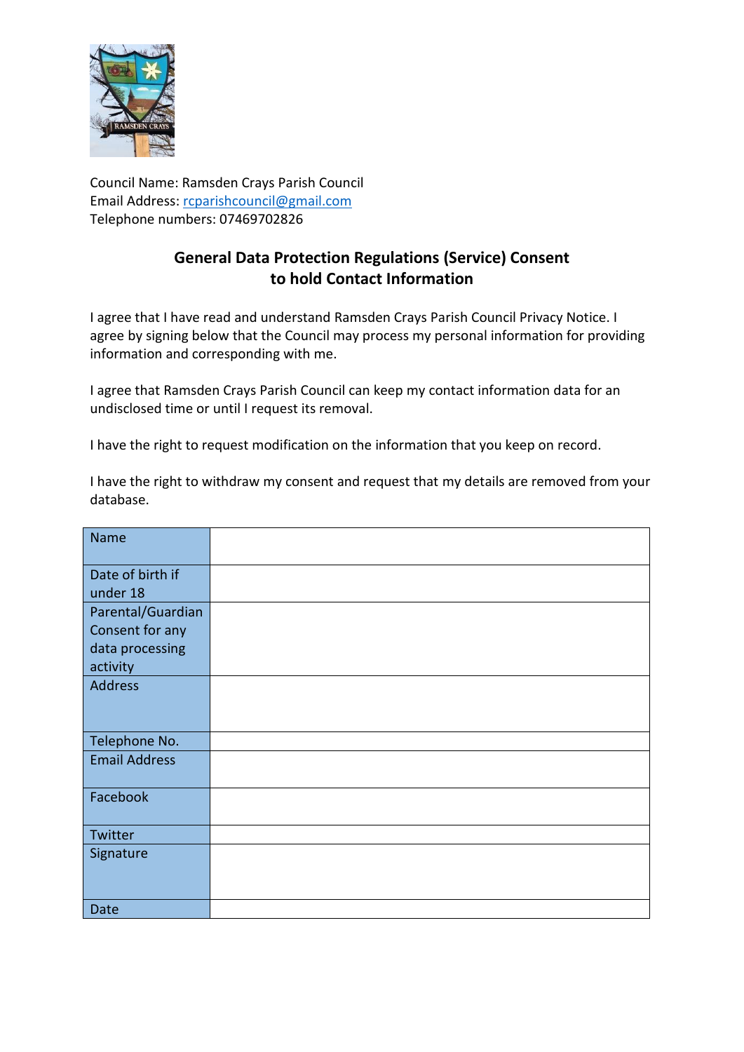Council Name: Ramsden Crays Parish Council
Email Address: rcparishcouncil@gmail.com
Telephone numbers: 07469702826

## General Data Protection Regulations (Service) Consent to hold Contact Information

I agree that I have read and understand Ramsden Crays Parish Council Privacy Notice. I agree by signing below that the Council may process my personal information for providing information and corresponding with me.

I agree that Ramsden Crays Parish Council can keep my contact information data for an undisclosed time or until I request its removal.

I have the right to request modification on the information that you keep on record.

I have the right to withdraw my consent and request that my details are removed from your database.

| | |
|---|---|
| Name | |
| Date of birth if under 18 | |
| Parental/Guardian Consent for any data processing activity | |
| Address | |
| Telephone No. | |
| Email Address | |
| Facebook | |
| Twitter | |
| Signature | |
| Date | |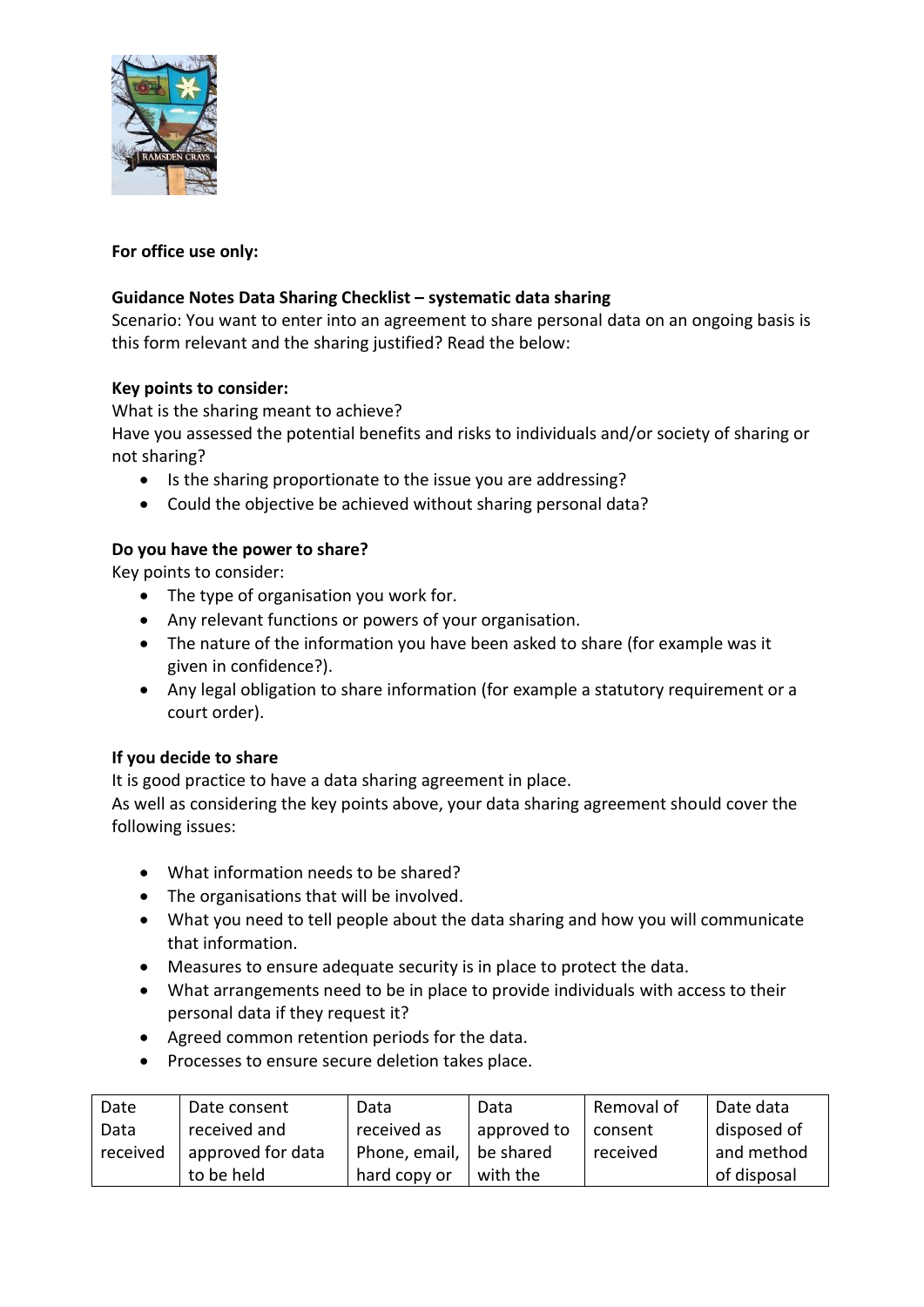**For office use only:**

**Guidance Notes Data Sharing Checklist – systematic data sharing**

Scenario: You want to enter into an agreement to share personal data on an ongoing basis is this form relevant and the sharing justified? Read the below:

**Key points to consider:**

What is the sharing meant to achieve?

Have you assessed the potential benefits and risks to individuals and/or society of sharing or not sharing?

- Is the sharing proportionate to the issue you are addressing?
- Could the objective be achieved without sharing personal data?

**Do you have the power to share?**

Key points to consider:

- The type of organisation you work for.
- Any relevant functions or powers of your organisation.
- The nature of the information you have been asked to share (for example was it given in confidence?).
- Any legal obligation to share information (for example a statutory requirement or a court order).

**If you decide to share**

It is good practice to have a data sharing agreement in place.

As well as considering the key points above, your data sharing agreement should cover the following issues:

- What information needs to be shared?
- The organisations that will be involved.
- What you need to tell people about the data sharing and how you will communicate that information.
- Measures to ensure adequate security is in place to protect the data.
- What arrangements need to be in place to provide individuals with access to their personal data if they request it?
- Agreed common retention periods for the data.
- Processes to ensure secure deletion takes place.

| Date Data received | Date consent received and approved for data to be held | Data received as Phone, email, hard copy or | Data approved to be shared with the | Removal of consent received | Date data disposed of and method of disposal |
|---|---|---|---|---|---|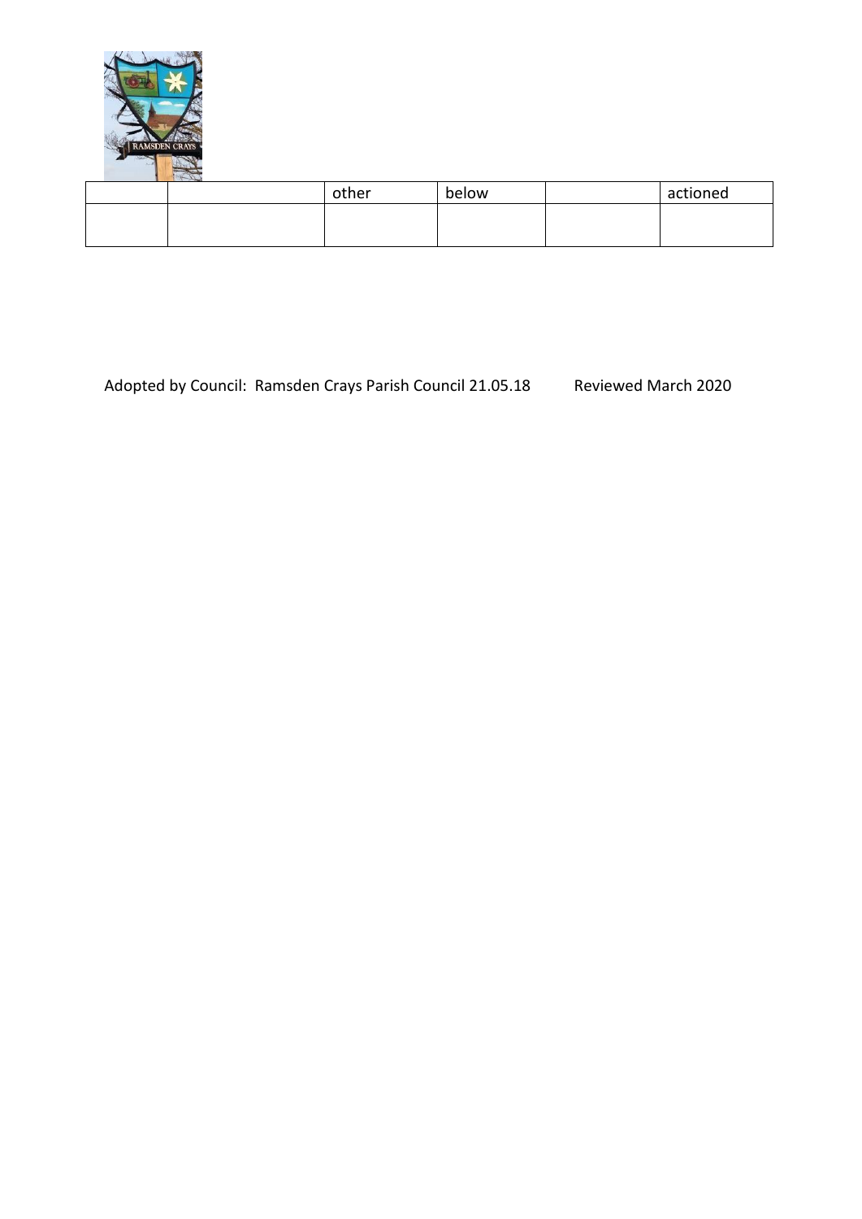| | | | | | |
|---|---|---|---|---|---|
| | | other | below | | actioned |
| | | | | | |

Adopted by Council: Ramsden Crays Parish Council 21.05.18 Reviewed March 2020